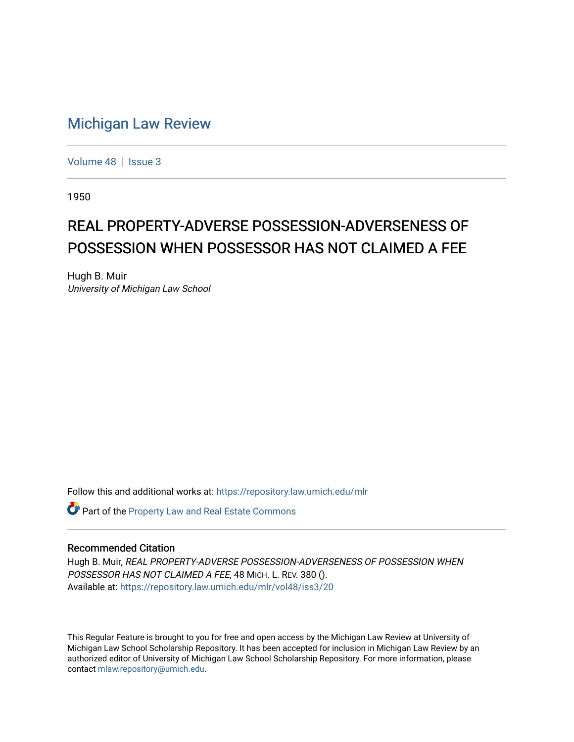# Michigan Law Review

Volume 48 | Issue 3

1950

## REAL PROPERTY-ADVERSE POSSESSION-ADVERSENESS OF POSSESSION WHEN POSSESSOR HAS NOT CLAIMED A FEE

Hugh B. Muir
*University of Michigan Law School*

Follow this and additional works at: https://repository.law.umich.edu/mlr

Part of the Property Law and Real Estate Commons

### Recommended Citation

Hugh B. Muir, *REAL PROPERTY-ADVERSE POSSESSION-ADVERSENESS OF POSSESSION WHEN POSSESSOR HAS NOT CLAIMED A FEE*, 48 MICH. L. REV. 380 ().
Available at: https://repository.law.umich.edu/mlr/vol48/iss3/20

This Regular Feature is brought to you for free and open access by the Michigan Law Review at University of Michigan Law School Scholarship Repository. It has been accepted for inclusion in Michigan Law Review by an authorized editor of University of Michigan Law School Scholarship Repository. For more information, please contact mlaw.repository@umich.edu.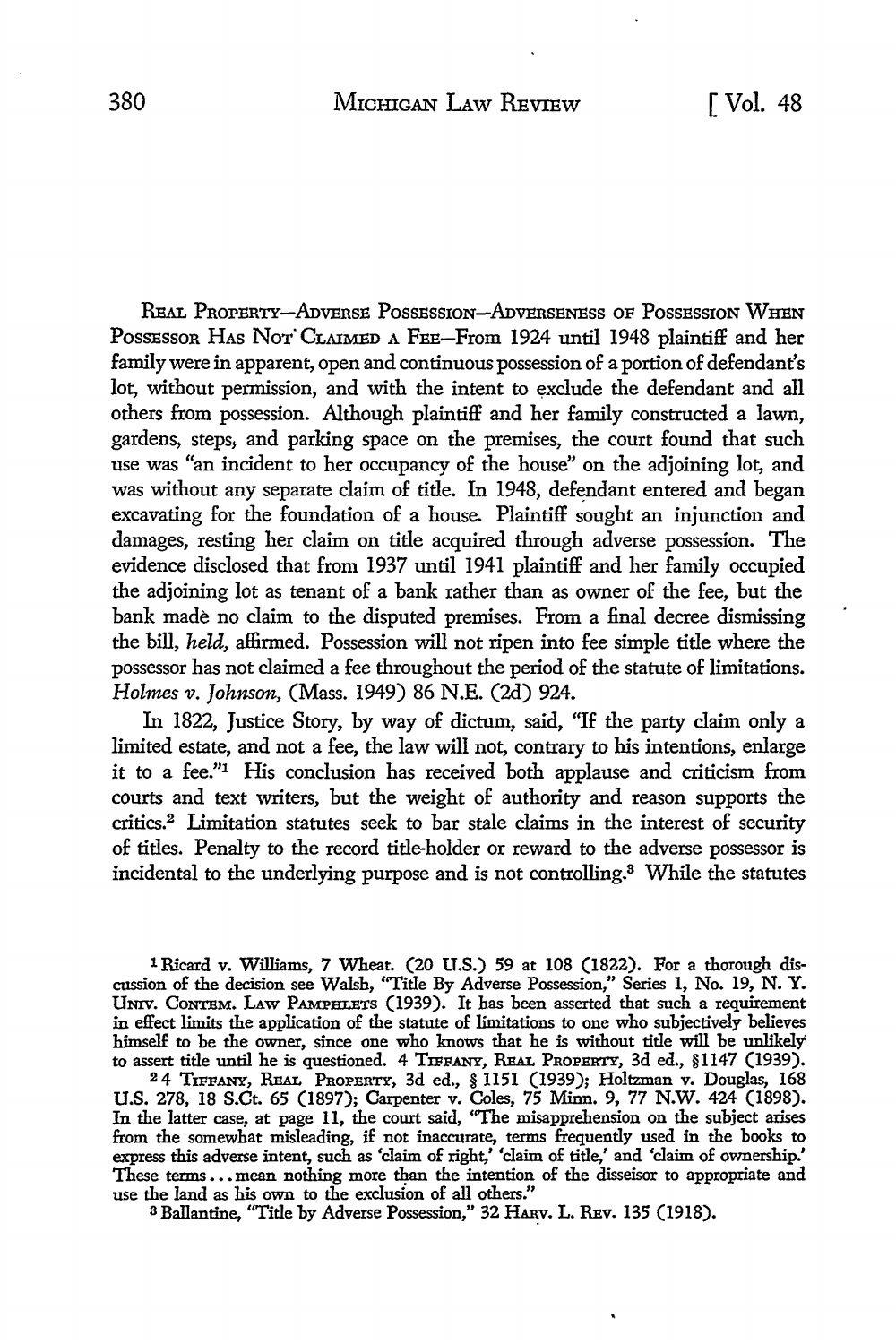REAL PROPERTY—ADVERSE POSSESSION—ADVERSENESS OF POSSESSION WHEN POSSESSOR HAS NOT CLAIMED A FEE—From 1924 until 1948 plaintiff and her family were in apparent, open and continuous possession of a portion of defendant's lot, without permission, and with the intent to exclude the defendant and all others from possession. Although plaintiff and her family constructed a lawn, gardens, steps, and parking space on the premises, the court found that such use was "an incident to her occupancy of the house" on the adjoining lot, and was without any separate claim of title. In 1948, defendant entered and began excavating for the foundation of a house. Plaintiff sought an injunction and damages, resting her claim on title acquired through adverse possession. The evidence disclosed that from 1937 until 1941 plaintiff and her family occupied the adjoining lot as tenant of a bank rather than as owner of the fee, but the bank made no claim to the disputed premises. From a final decree dismissing the bill, *held,* affirmed. Possession will not ripen into fee simple title where the possessor has not claimed a fee throughout the period of the statute of limitations. *Holmes v. Johnson,* (Mass. 1949) 86 N.E. (2d) 924.

In 1822, Justice Story, by way of dictum, said, "If the party claim only a limited estate, and not a fee, the law will not, contrary to his intentions, enlarge it to a fee."[1] His conclusion has received both applause and criticism from courts and text writers, but the weight of authority and reason supports the critics.[2] Limitation statutes seek to bar stale claims in the interest of security of titles. Penalty to the record title-holder or reward to the adverse possessor is incidental to the underlying purpose and is not controlling.[3] While the statutes

[1] Ricard v. Williams, 7 Wheat. (20 U.S.) 59 at 108 (1822). For a thorough discussion of the decision see Walsh, "Title By Adverse Possession," Series 1, No. 19, N. Y. UNIV. CONTEM. LAW PAMPHLETS (1939). It has been asserted that such a requirement in effect limits the application of the statute of limitations to one who subjectively believes himself to be the owner, since one who knows that he is without title will be unlikely to assert title until he is questioned. 4 TIFFANY, REAL PROPERTY, 3d ed., §1147 (1939).

[2] 4 TIFFANY, REAL PROPERTY, 3d ed., § 1151 (1939); Holtzman v. Douglas, 168 U.S. 278, 18 S.Ct. 65 (1897); Carpenter v. Coles, 75 Minn. 9, 77 N.W. 424 (1898). In the latter case, at page 11, the court said, "The misapprehension on the subject arises from the somewhat misleading, if not inaccurate, terms frequently used in the books to express this adverse intent, such as 'claim of right,' 'claim of title,' and 'claim of ownership.' These terms . . . mean nothing more than the intention of the disseisor to appropriate and use the land as his own to the exclusion of all others."

[3] Ballantine, "Title by Adverse Possession," 32 HARV. L. REV. 135 (1918).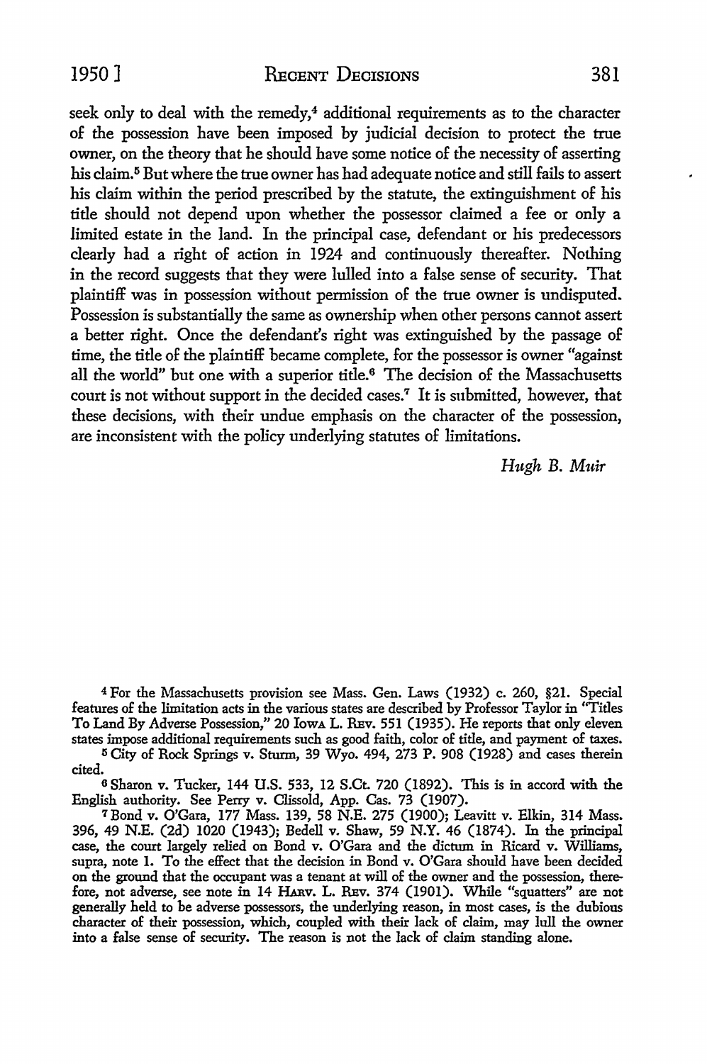seek only to deal with the remedy,[4] additional requirements as to the character of the possession have been imposed by judicial decision to protect the true owner, on the theory that he should have some notice of the necessity of asserting his claim.[5] But where the true owner has had adequate notice and still fails to assert his claim within the period prescribed by the statute, the extinguishment of his title should not depend upon whether the possessor claimed a fee or only a limited estate in the land. In the principal case, defendant or his predecessors clearly had a right of action in 1924 and continuously thereafter. Nothing in the record suggests that they were lulled into a false sense of security. That plaintiff was in possession without permission of the true owner is undisputed. Possession is substantially the same as ownership when other persons cannot assert a better right. Once the defendant's right was extinguished by the passage of time, the title of the plaintiff became complete, for the possessor is owner "against all the world" but one with a superior title.[6] The decision of the Massachusetts court is not without support in the decided cases.[7] It is submitted, however, that these decisions, with their undue emphasis on the character of the possession, are inconsistent with the policy underlying statutes of limitations.

*Hugh B. Muir*

---

[4] For the Massachusetts provision see Mass. Gen. Laws (1932) c. 260, §21. Special features of the limitation acts in the various states are described by Professor Taylor in "Titles To Land By Adverse Possession," 20 Iowa L. Rev. 551 (1935). He reports that only eleven states impose additional requirements such as good faith, color of title, and payment of taxes.

[5] City of Rock Springs v. Sturm, 39 Wyo. 494, 273 P. 908 (1928) and cases therein cited.

[6] Sharon v. Tucker, 144 U.S. 533, 12 S.Ct. 720 (1892). This is in accord with the English authority. See Perry v. Clissold, App. Cas. 73 (1907).

[7] Bond v. O'Gara, 177 Mass. 139, 58 N.E. 275 (1900); Leavitt v. Elkin, 314 Mass. 396, 49 N.E. (2d) 1020 (1943); Bedell v. Shaw, 59 N.Y. 46 (1874). In the principal case, the court largely relied on Bond v. O'Gara and the dictum in Ricard v. Williams, supra, note 1. To the effect that the decision in Bond v. O'Gara should have been decided on the ground that the occupant was a tenant at will of the owner and the possession, therefore, not adverse, see note in 14 Harv. L. Rev. 374 (1901). While "squatters" are not generally held to be adverse possessors, the underlying reason, in most cases, is the dubious character of their possession, which, coupled with their lack of claim, may lull the owner into a false sense of security. The reason is not the lack of claim standing alone.